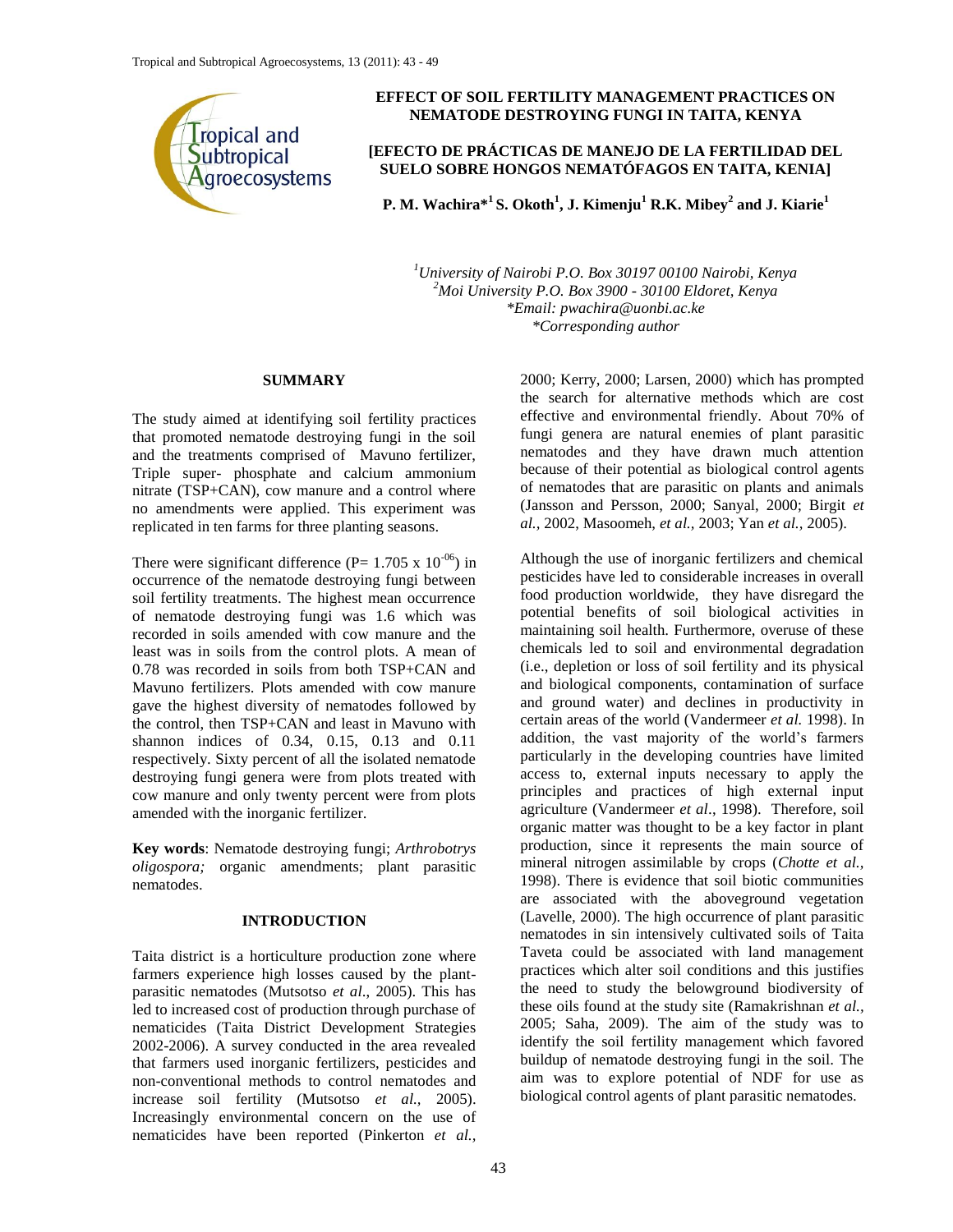# EFFECT OF SOIL FERTILITY MANAGEMENT PRACTICES ON NEMATODE DESTROYING FUNGI IN TAITA, KENYA

# [EFECTO DE PRÁCTICAS DE MANEJO DE LA FERTILIDAD DEL SUELO SOBRE HONGOS NEMATÓFAGOS EN TAITA, KENIA]

**P. M. Wachira*[1] S. Okoth[1], J. Kimenju[1] R.K. Mibey[2] and J. Kiarie[1]**

*[1]University of Nairobi P.O. Box 30197 00100 Nairobi, Kenya*
*[2]Moi University P.O. Box 3900 - 30100 Eldoret, Kenya*
*\*Email: pwachira@uonbi.ac.ke*
*\*Corresponding author*

## SUMMARY

The study aimed at identifying soil fertility practices that promoted nematode destroying fungi in the soil and the treatments comprised of Mavuno fertilizer, Triple super- phosphate and calcium ammonium nitrate (TSP+CAN), cow manure and a control where no amendments were applied. This experiment was replicated in ten farms for three planting seasons.

There were significant difference ($P= 1.705 \times 10^{-06}$) in occurrence of the nematode destroying fungi between soil fertility treatments. The highest mean occurrence of nematode destroying fungi was 1.6 which was recorded in soils amended with cow manure and the least was in soils from the control plots. A mean of 0.78 was recorded in soils from both TSP+CAN and Mavuno fertilizers. Plots amended with cow manure gave the highest diversity of nematodes followed by the control, then TSP+CAN and least in Mavuno with shannon indices of 0.34, 0.15, 0.13 and 0.11 respectively. Sixty percent of all the isolated nematode destroying fungi genera were from plots treated with cow manure and only twenty percent were from plots amended with the inorganic fertilizer.

**Key words**: Nematode destroying fungi; *Arthrobotrys oligospora;* organic amendments; plant parasitic nematodes.

## INTRODUCTION

Taita district is a horticulture production zone where farmers experience high losses caused by the plant-parasitic nematodes (Mutsotso *et al*., 2005). This has led to increased cost of production through purchase of nematicides (Taita District Development Strategies 2002-2006). A survey conducted in the area revealed that farmers used inorganic fertilizers, pesticides and non-conventional methods to control nematodes and increase soil fertility (Mutsotso *et al.,* 2005). Increasingly environmental concern on the use of nematicides have been reported (Pinkerton *et al.,* 2000; Kerry, 2000; Larsen, 2000) which has prompted the search for alternative methods which are cost effective and environmental friendly. About 70% of fungi genera are natural enemies of plant parasitic nematodes and they have drawn much attention because of their potential as biological control agents of nematodes that are parasitic on plants and animals (Jansson and Persson, 2000; Sanyal, 2000; Birgit *et al.,* 2002, Masoomeh, *et al.,* 2003; Yan *et al.,* 2005).

Although the use of inorganic fertilizers and chemical pesticides have led to considerable increases in overall food production worldwide, they have disregard the potential benefits of soil biological activities in maintaining soil health. Furthermore, overuse of these chemicals led to soil and environmental degradation (i.e., depletion or loss of soil fertility and its physical and biological components, contamination of surface and ground water) and declines in productivity in certain areas of the world (Vandermeer *et al.* 1998). In addition, the vast majority of the world's farmers particularly in the developing countries have limited access to, external inputs necessary to apply the principles and practices of high external input agriculture (Vandermeer *et al*., 1998). Therefore, soil organic matter was thought to be a key factor in plant production, since it represents the main source of mineral nitrogen assimilable by crops (*Chotte et al.,* 1998). There is evidence that soil biotic communities are associated with the aboveground vegetation (Lavelle, 2000). The high occurrence of plant parasitic nematodes in sin intensively cultivated soils of Taita Taveta could be associated with land management practices which alter soil conditions and this justifies the need to study the belowground biodiversity of these oils found at the study site (Ramakrishnan *et al.,* 2005; Saha, 2009). The aim of the study was to identify the soil fertility management which favored buildup of nematode destroying fungi in the soil. The aim was to explore potential of NDF for use as biological control agents of plant parasitic nematodes.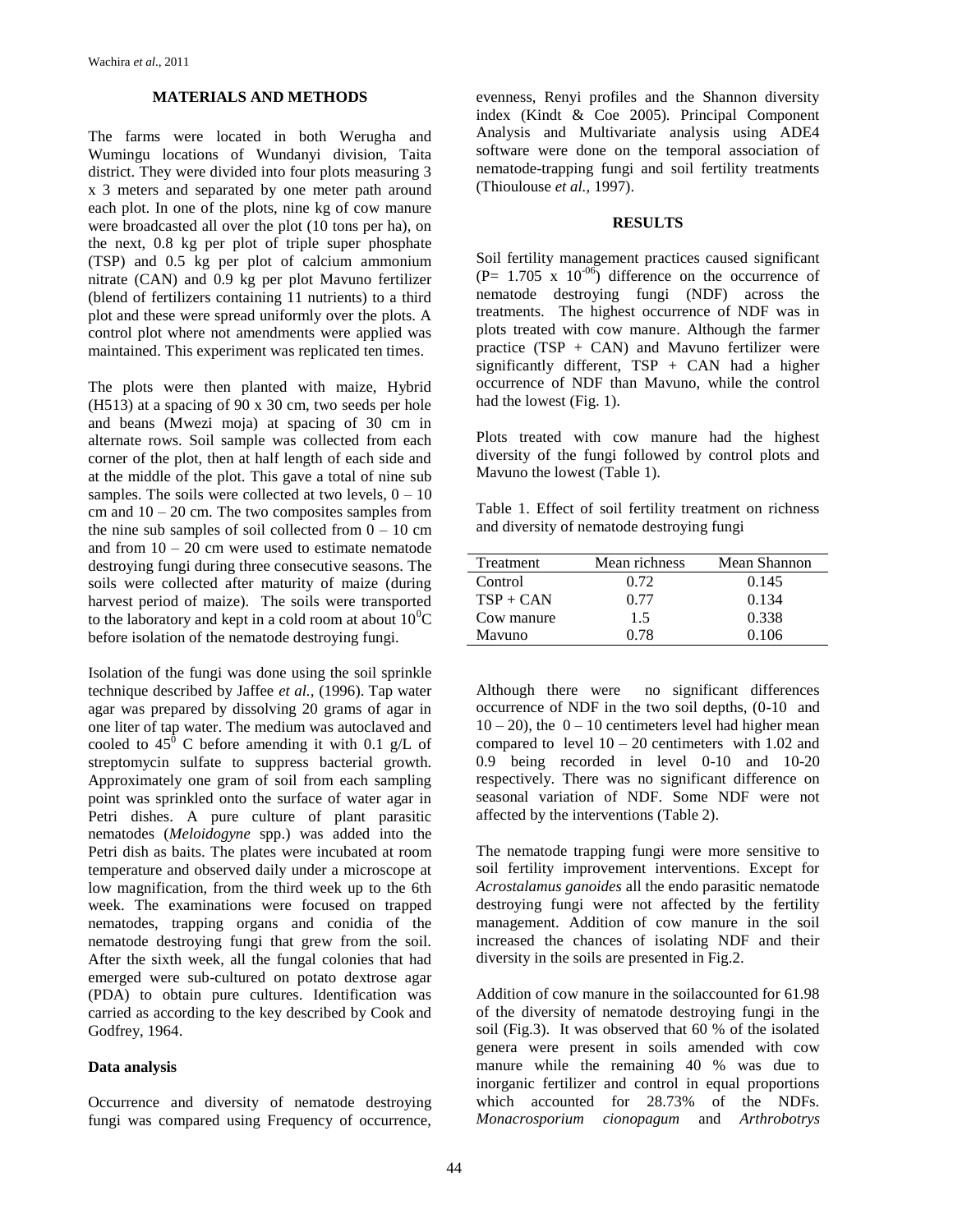## MATERIALS AND METHODS

The farms were located in both Werugha and Wumingu locations of Wundanyi division, Taita district. They were divided into four plots measuring 3 x 3 meters and separated by one meter path around each plot. In one of the plots, nine kg of cow manure were broadcasted all over the plot (10 tons per ha), on the next, 0.8 kg per plot of triple super phosphate (TSP) and 0.5 kg per plot of calcium ammonium nitrate (CAN) and 0.9 kg per plot Mavuno fertilizer (blend of fertilizers containing 11 nutrients) to a third plot and these were spread uniformly over the plots. A control plot where not amendments were applied was maintained. This experiment was replicated ten times.

The plots were then planted with maize, Hybrid (H513) at a spacing of 90 x 30 cm, two seeds per hole and beans (Mwezi moja) at spacing of 30 cm in alternate rows. Soil sample was collected from each corner of the plot, then at half length of each side and at the middle of the plot. This gave a total of nine sub samples. The soils were collected at two levels, 0 – 10 cm and 10 – 20 cm. The two composites samples from the nine sub samples of soil collected from 0 – 10 cm and from 10 – 20 cm were used to estimate nematode destroying fungi during three consecutive seasons. The soils were collected after maturity of maize (during harvest period of maize). The soils were transported to the laboratory and kept in a cold room at about $10^0$C before isolation of the nematode destroying fungi.

Isolation of the fungi was done using the soil sprinkle technique described by Jaffee *et al.,* (1996). Tap water agar was prepared by dissolving 20 grams of agar in one liter of tap water. The medium was autoclaved and cooled to $45^0$ C before amending it with 0.1 g/L of streptomycin sulfate to suppress bacterial growth. Approximately one gram of soil from each sampling point was sprinkled onto the surface of water agar in Petri dishes. A pure culture of plant parasitic nematodes (*Meloidogyne* spp.) was added into the Petri dish as baits. The plates were incubated at room temperature and observed daily under a microscope at low magnification, from the third week up to the 6th week. The examinations were focused on trapped nematodes, trapping organs and conidia of the nematode destroying fungi that grew from the soil. After the sixth week, all the fungal colonies that had emerged were sub-cultured on potato dextrose agar (PDA) to obtain pure cultures. Identification was carried as according to the key described by Cook and Godfrey, 1964.

### Data analysis

Occurrence and diversity of nematode destroying fungi was compared using Frequency of occurrence, evenness, Renyi profiles and the Shannon diversity index (Kindt & Coe 2005). Principal Component Analysis and Multivariate analysis using ADE4 software were done on the temporal association of nematode-trapping fungi and soil fertility treatments (Thioulouse *et al.,* 1997).

## RESULTS

Soil fertility management practices caused significant ($P= 1.705 \times 10^{-06}$) difference on the occurrence of nematode destroying fungi (NDF) across the treatments. The highest occurrence of NDF was in plots treated with cow manure. Although the farmer practice (TSP + CAN) and Mavuno fertilizer were significantly different, TSP + CAN had a higher occurrence of NDF than Mavuno, while the control had the lowest (Fig. 1).

Plots treated with cow manure had the highest diversity of the fungi followed by control plots and Mavuno the lowest (Table 1).

Table 1. Effect of soil fertility treatment on richness and diversity of nematode destroying fungi

| Treatment | Mean richness | Mean Shannon |
|---|---|---|
| Control | 0.72 | 0.145 |
| TSP + CAN | 0.77 | 0.134 |
| Cow manure | 1.5 | 0.338 |
| Mavuno | 0.78 | 0.106 |

Although there were no significant differences occurrence of NDF in the two soil depths, (0-10 and 10 – 20), the 0 – 10 centimeters level had higher mean compared to level 10 – 20 centimeters with 1.02 and 0.9 being recorded in level 0-10 and 10-20 respectively. There was no significant difference on seasonal variation of NDF. Some NDF were not affected by the interventions (Table 2).

The nematode trapping fungi were more sensitive to soil fertility improvement interventions. Except for *Acrostalamus ganoides* all the endo parasitic nematode destroying fungi were not affected by the fertility management. Addition of cow manure in the soil increased the chances of isolating NDF and their diversity in the soils are presented in Fig.2.

Addition of cow manure in the soilaccounted for 61.98 of the diversity of nematode destroying fungi in the soil (Fig.3). It was observed that 60 % of the isolated genera were present in soils amended with cow manure while the remaining 40 % was due to inorganic fertilizer and control in equal proportions which accounted for 28.73% of the NDFs. *Monacrosporium cionopagum* and *Arthrobotrys*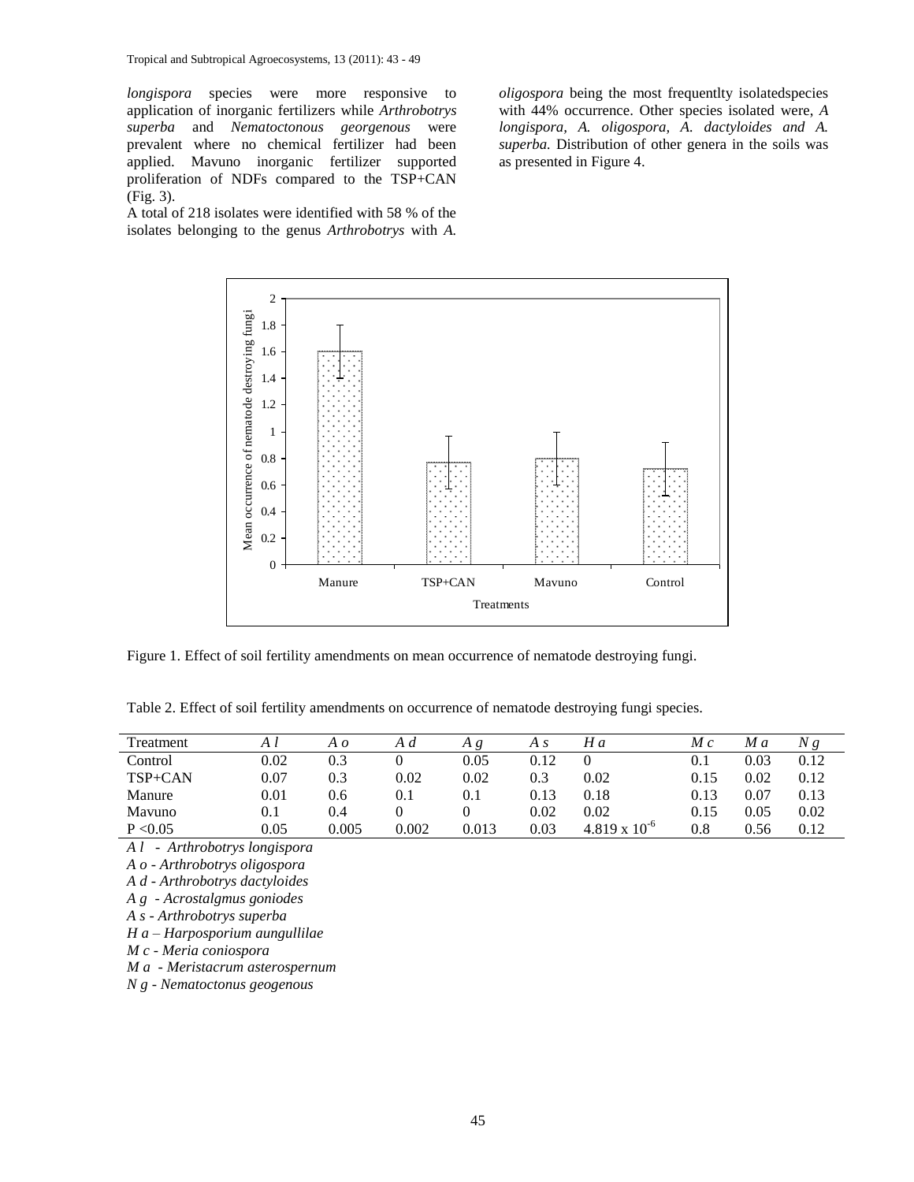*longispora* species were more responsive to application of inorganic fertilizers while *Arthrobotrys superba* and *Nematoctonous georgenous* were prevalent where no chemical fertilizer had been applied. Mavuno inorganic fertilizer supported proliferation of NDFs compared to the TSP+CAN (Fig. 3).

A total of 218 isolates were identified with 58 % of the isolates belonging to the genus *Arthrobotrys* with *A. oligospora* being the most frequentlty isolatedspecies with 44% occurrence. Other species isolated were, *A longispora, A. oligospora, A. dactyloides and A. superba.* Distribution of other genera in the soils was as presented in Figure 4.

Figure 1. Effect of soil fertility amendments on mean occurrence of nematode destroying fungi.

Table 2. Effect of soil fertility amendments on occurrence of nematode destroying fungi species.

| Treatment | *A l* | *A o* | *A d* | *A g* | *A s* | *H a* | *M c* | *M a* | *N g* |
|---|---|---|---|---|---|---|---|---|---|
| Control | 0.02 | 0.3 | 0 | 0.05 | 0.12 | 0 | 0.1 | 0.03 | 0.12 |
| TSP+CAN | 0.07 | 0.3 | 0.02 | 0.02 | 0.3 | 0.02 | 0.15 | 0.02 | 0.12 |
| Manure | 0.01 | 0.6 | 0.1 | 0.1 | 0.13 | 0.18 | 0.13 | 0.07 | 0.13 |
| Mavuno | 0.1 | 0.4 | 0 | 0 | 0.02 | 0.02 | 0.15 | 0.05 | 0.02 |
| P <0.05 | 0.05 | 0.005 | 0.002 | 0.013 | 0.03 | $4.819 \times 10^{-6}$ | 0.8 | 0.56 | 0.12 |

*A l - Arthrobotrys longispora*

*A o - Arthrobotrys oligospora*

*A d - Arthrobotrys dactyloides*

*A g - Acrostalgmus goniodes*

*A s - Arthrobotrys superba*

*H a – Harposporium aungullilae*

*M c - Meria coniospora*

*M a - Meristacrum asterospernum*

*N g - Nematoctonus geogenous*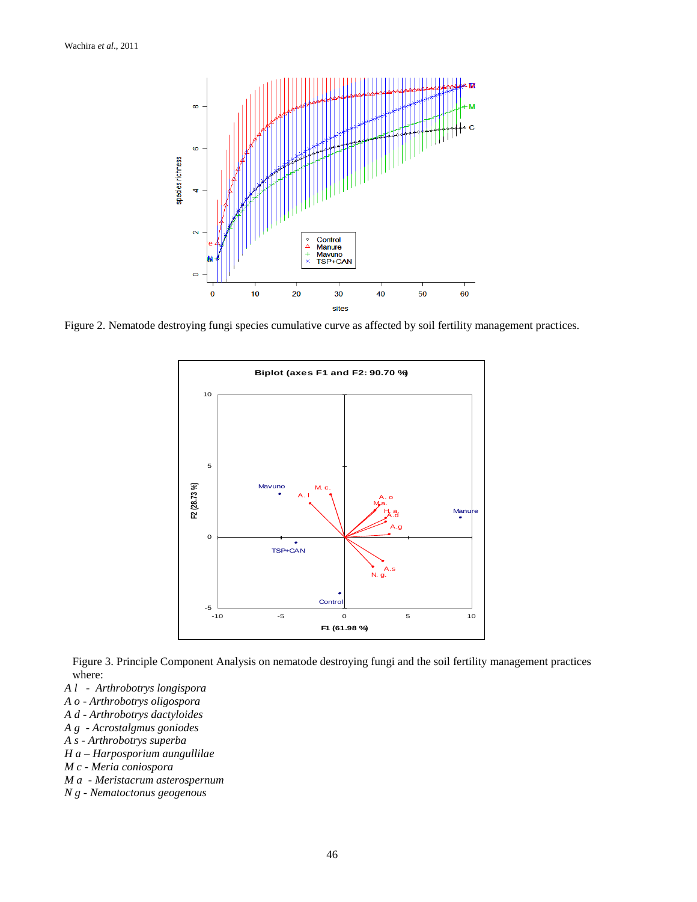Figure 2. Nematode destroying fungi species cumulative curve as affected by soil fertility management practices.

Figure 3. Principle Component Analysis on nematode destroying fungi and the soil fertility management practices where:

*A l  -  Arthrobotrys longispora*
*A o - Arthrobotrys oligospora*
*A d - Arthrobotrys dactyloides*
*A g  - Acrostalgmus goniodes*
*A s - Arthrobotrys superba*
*H a – Harposporium aungullilae*
*M c - Meria coniospora*
*M a  - Meristacrum asterospernum*
*N g - Nematoctonus geogenous*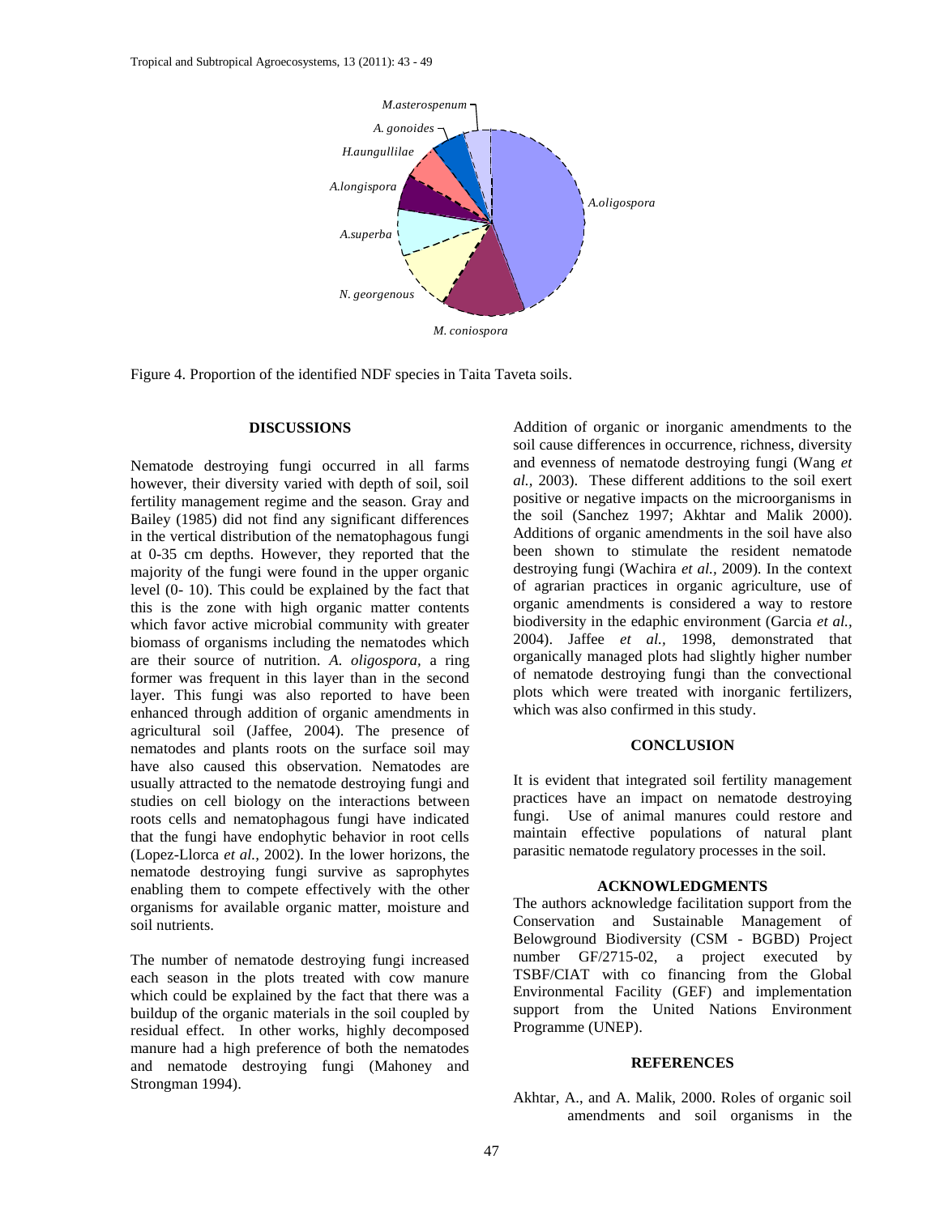Figure 4. Proportion of the identified NDF species in Taita Taveta soils.

## DISCUSSIONS

Nematode destroying fungi occurred in all farms however, their diversity varied with depth of soil, soil fertility management regime and the season. Gray and Bailey (1985) did not find any significant differences in the vertical distribution of the nematophagous fungi at 0-35 cm depths. However, they reported that the majority of the fungi were found in the upper organic level (0- 10). This could be explained by the fact that this is the zone with high organic matter contents which favor active microbial community with greater biomass of organisms including the nematodes which are their source of nutrition. *A. oligospora*, a ring former was frequent in this layer than in the second layer. This fungi was also reported to have been enhanced through addition of organic amendments in agricultural soil (Jaffee, 2004). The presence of nematodes and plants roots on the surface soil may have also caused this observation. Nematodes are usually attracted to the nematode destroying fungi and studies on cell biology on the interactions between roots cells and nematophagous fungi have indicated that the fungi have endophytic behavior in root cells (Lopez-Llorca *et al.*, 2002). In the lower horizons, the nematode destroying fungi survive as saprophytes enabling them to compete effectively with the other organisms for available organic matter, moisture and soil nutrients.

The number of nematode destroying fungi increased each season in the plots treated with cow manure which could be explained by the fact that there was a buildup of the organic materials in the soil coupled by residual effect. In other works, highly decomposed manure had a high preference of both the nematodes and nematode destroying fungi (Mahoney and Strongman 1994).

Addition of organic or inorganic amendments to the soil cause differences in occurrence, richness, diversity and evenness of nematode destroying fungi (Wang *et al.*, 2003). These different additions to the soil exert positive or negative impacts on the microorganisms in the soil (Sanchez 1997; Akhtar and Malik 2000). Additions of organic amendments in the soil have also been shown to stimulate the resident nematode destroying fungi (Wachira *et al.*, 2009). In the context of agrarian practices in organic agriculture, use of organic amendments is considered a way to restore biodiversity in the edaphic environment (Garcia *et al.*, 2004). Jaffee *et al.*, 1998, demonstrated that organically managed plots had slightly higher number of nematode destroying fungi than the convectional plots which were treated with inorganic fertilizers, which was also confirmed in this study.

## CONCLUSION

It is evident that integrated soil fertility management practices have an impact on nematode destroying fungi. Use of animal manures could restore and maintain effective populations of natural plant parasitic nematode regulatory processes in the soil.

## ACKNOWLEDGMENTS

The authors acknowledge facilitation support from the Conservation and Sustainable Management of Belowground Biodiversity (CSM - BGBD) Project number GF/2715-02, a project executed by TSBF/CIAT with co financing from the Global Environmental Facility (GEF) and implementation support from the United Nations Environment Programme (UNEP).

## REFERENCES

Akhtar, A., and A. Malik, 2000. Roles of organic soil amendments and soil organisms in the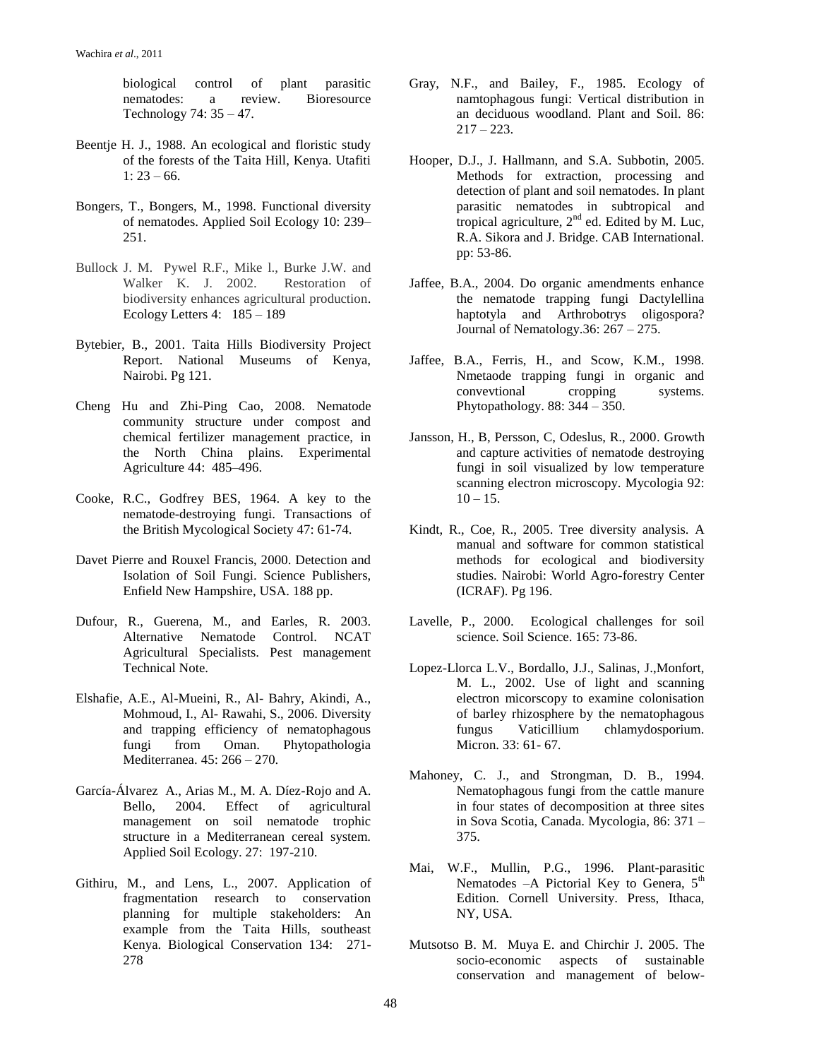biological control of plant parasitic nematodes: a review. Bioresource Technology 74: 35 – 47.

Beentje H. J., 1988. An ecological and floristic study of the forests of the Taita Hill, Kenya. Utafiti 1: 23 – 66.

Bongers, T., Bongers, M., 1998. Functional diversity of nematodes. Applied Soil Ecology 10: 239–251.

Bullock J. M. Pywel R.F., Mike l., Burke J.W. and Walker K. J. 2002. Restoration of biodiversity enhances agricultural production. Ecology Letters 4: 185 – 189

Bytebier, B., 2001. Taita Hills Biodiversity Project Report. National Museums of Kenya, Nairobi. Pg 121.

Cheng Hu and Zhi-Ping Cao, 2008. Nematode community structure under compost and chemical fertilizer management practice, in the North China plains. Experimental Agriculture 44: 485–496.

Cooke, R.C., Godfrey BES, 1964. A key to the nematode-destroying fungi. Transactions of the British Mycological Society 47: 61-74.

Davet Pierre and Rouxel Francis, 2000. Detection and Isolation of Soil Fungi. Science Publishers, Enfield New Hampshire, USA. 188 pp.

Dufour, R., Guerena, M., and Earles, R. 2003. Alternative Nematode Control. NCAT Agricultural Specialists. Pest management Technical Note.

Elshafie, A.E., Al-Mueini, R., Al- Bahry, Akindi, A., Mohmoud, I., Al- Rawahi, S., 2006. Diversity and trapping efficiency of nematophagous fungi from Oman. Phytopathologia Mediterranea. 45: 266 – 270.

García-Álvarez A., Arias M., M. A. Díez-Rojo and A. Bello, 2004. Effect of agricultural management on soil nematode trophic structure in a Mediterranean cereal system. Applied Soil Ecology. 27: 197-210.

Githiru, M., and Lens, L., 2007. Application of fragmentation research to conservation planning for multiple stakeholders: An example from the Taita Hills, southeast Kenya. Biological Conservation 134: 271-278

Gray, N.F., and Bailey, F., 1985. Ecology of namtophagous fungi: Vertical distribution in an deciduous woodland. Plant and Soil. 86: 217 – 223.

Hooper, D.J., J. Hallmann, and S.A. Subbotin, 2005. Methods for extraction, processing and detection of plant and soil nematodes. In plant parasitic nematodes in subtropical and tropical agriculture, 2nd ed. Edited by M. Luc, R.A. Sikora and J. Bridge. CAB International. pp: 53-86.

Jaffee, B.A., 2004. Do organic amendments enhance the nematode trapping fungi Dactylellina haptotyla and Arthrobotrys oligospora? Journal of Nematology.36: 267 – 275.

Jaffee, B.A., Ferris, H., and Scow, K.M., 1998. Nmetaode trapping fungi in organic and convevtional cropping systems. Phytopathology. 88: 344 – 350.

Jansson, H., B, Persson, C, Odeslus, R., 2000. Growth and capture activities of nematode destroying fungi in soil visualized by low temperature scanning electron microscopy. Mycologia 92: 10 – 15.

Kindt, R., Coe, R., 2005. Tree diversity analysis. A manual and software for common statistical methods for ecological and biodiversity studies. Nairobi: World Agro-forestry Center (ICRAF). Pg 196.

Lavelle, P., 2000. Ecological challenges for soil science. Soil Science. 165: 73-86.

Lopez-Llorca L.V., Bordallo, J.J., Salinas, J.,Monfort, M. L., 2002. Use of light and scanning electron micorscopy to examine colonisation of barley rhizosphere by the nematophagous fungus Vaticillium chlamydosporium. Micron. 33: 61- 67.

Mahoney, C. J., and Strongman, D. B., 1994. Nematophagous fungi from the cattle manure in four states of decomposition at three sites in Sova Scotia, Canada. Mycologia, 86: 371 – 375.

Mai, W.F., Mullin, P.G., 1996. Plant-parasitic Nematodes –A Pictorial Key to Genera, 5th Edition. Cornell University. Press, Ithaca, NY, USA.

Mutsotso B. M. Muya E. and Chirchir J. 2005. The socio-economic aspects of sustainable conservation and management of below-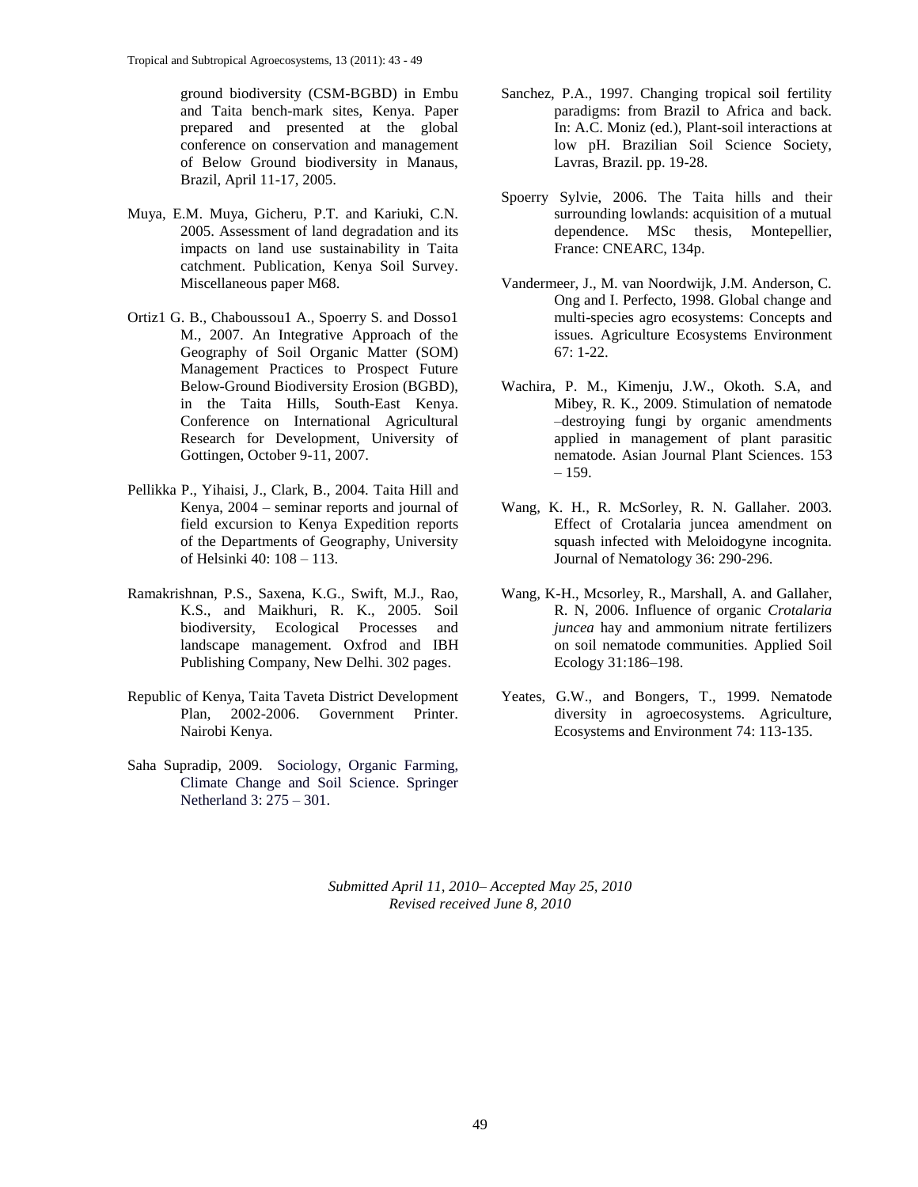ground biodiversity (CSM-BGBD) in Embu and Taita bench-mark sites, Kenya. Paper prepared and presented at the global conference on conservation and management of Below Ground biodiversity in Manaus, Brazil, April 11-17, 2005.

Muya, E.M. Muya, Gicheru, P.T. and Kariuki, C.N. 2005. Assessment of land degradation and its impacts on land use sustainability in Taita catchment. Publication, Kenya Soil Survey. Miscellaneous paper M68.

Ortiz1 G. B., Chaboussou1 A., Spoerry S. and Dosso1 M., 2007. An Integrative Approach of the Geography of Soil Organic Matter (SOM) Management Practices to Prospect Future Below-Ground Biodiversity Erosion (BGBD), in the Taita Hills, South-East Kenya. Conference on International Agricultural Research for Development, University of Gottingen, October 9-11, 2007.

Pellikka P., Yihaisi, J., Clark, B., 2004. Taita Hill and Kenya, 2004 – seminar reports and journal of field excursion to Kenya Expedition reports of the Departments of Geography, University of Helsinki 40: 108 – 113.

Ramakrishnan, P.S., Saxena, K.G., Swift, M.J., Rao, K.S., and Maikhuri, R. K., 2005. Soil biodiversity, Ecological Processes and landscape management. Oxfrod and IBH Publishing Company, New Delhi. 302 pages.

Republic of Kenya, Taita Taveta District Development Plan, 2002-2006. Government Printer. Nairobi Kenya.

Saha Supradip, 2009. Sociology, Organic Farming, Climate Change and Soil Science. Springer Netherland 3: 275 – 301.

Sanchez, P.A., 1997. Changing tropical soil fertility paradigms: from Brazil to Africa and back. In: A.C. Moniz (ed.), Plant-soil interactions at low pH. Brazilian Soil Science Society, Lavras, Brazil. pp. 19-28.

Spoerry Sylvie, 2006. The Taita hills and their surrounding lowlands: acquisition of a mutual dependence. MSc thesis, Montepellier, France: CNEARC, 134p.

Vandermeer, J., M. van Noordwijk, J.M. Anderson, C. Ong and I. Perfecto, 1998. Global change and multi-species agro ecosystems: Concepts and issues. Agriculture Ecosystems Environment 67: 1-22.

Wachira, P. M., Kimenju, J.W., Okoth. S.A, and Mibey, R. K., 2009. Stimulation of nematode –destroying fungi by organic amendments applied in management of plant parasitic nematode. Asian Journal Plant Sciences. 153 – 159.

Wang, K. H., R. McSorley, R. N. Gallaher. 2003. Effect of Crotalaria juncea amendment on squash infected with Meloidogyne incognita. Journal of Nematology 36: 290-296.

Wang, K-H., Mcsorley, R., Marshall, A. and Gallaher, R. N, 2006. Influence of organic *Crotalaria juncea* hay and ammonium nitrate fertilizers on soil nematode communities. Applied Soil Ecology 31:186–198.

Yeates, G.W., and Bongers, T., 1999. Nematode diversity in agroecosystems. Agriculture, Ecosystems and Environment 74: 113-135.

*Submitted April 11, 2010– Accepted May 25, 2010*
*Revised received June 8, 2010*